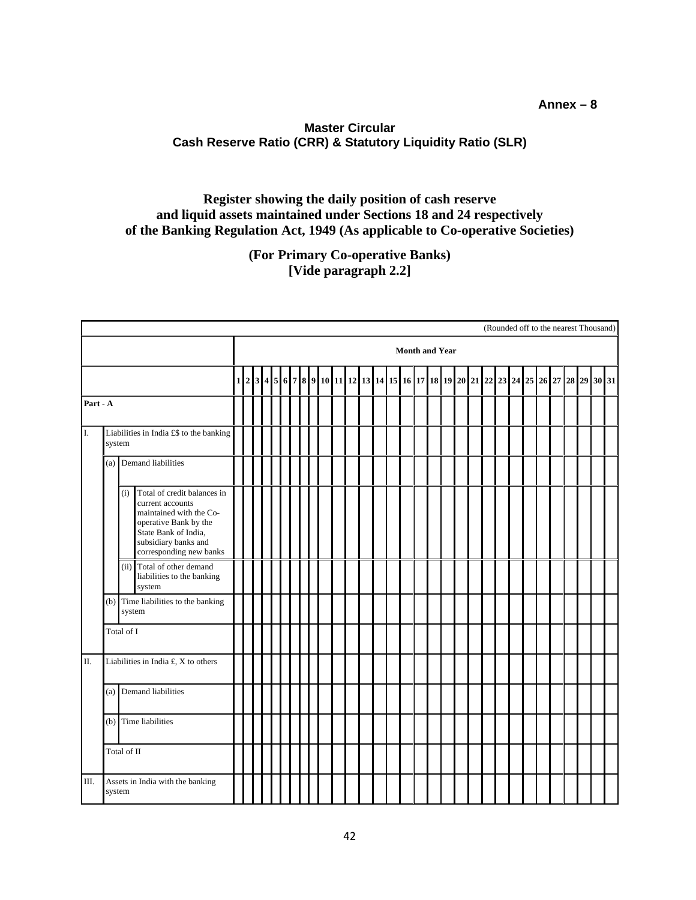**Annex – 8**

**Master Circular**
**Cash Reserve Ratio (CRR) & Statutory Liquidity Ratio (SLR)**

## Register showing the daily position of cash reserve and liquid assets maintained under Sections 18 and 24 respectively of the Banking Regulation Act, 1949 (As applicable to Co-operative Societies)

### (For Primary Co-operative Banks)
### [Vide paragraph 2.2]

(Rounded off to the nearest Thousand)

| | Month and Year | | | | | | | | | | | | | | | | | | | | | | | | | | | | | | |
|---|---|---|---|---|---|---|---|---|---|---|---|---|---|---|---|---|---|---|---|---|---|---|---|---|---|---|---|---|---|---|---|
| | 1 | 2 | 3 | 4 | 5 | 6 | 7 | 8 | 9 | 10 | 11 | 12 | 13 | 14 | 15 | 16 | 17 | 18 | 19 | 20 | 21 | 22 | 23 | 24 | 25 | 26 | 27 | 28 | 29 | 30 | 31 |
| **Part - A** | | | | | | | | | | | | | | | | | | | | | | | | | | | | | | | |
| I. Liabilities in India £$ to the banking system | | | | | | | | | | | | | | | | | | | | | | | | | | | | | | | |
| (a) Demand liabilities | | | | | | | | | | | | | | | | | | | | | | | | | | | | | | | |
| (i) Total of credit balances in current accounts maintained with the Co-operative Bank by the State Bank of India, subsidiary banks and corresponding new banks | | | | | | | | | | | | | | | | | | | | | | | | | | | | | | | |
| (ii) Total of other demand liabilities to the banking system | | | | | | | | | | | | | | | | | | | | | | | | | | | | | | | |
| (b) Time liabilities to the banking system | | | | | | | | | | | | | | | | | | | | | | | | | | | | | | | |
| Total of I | | | | | | | | | | | | | | | | | | | | | | | | | | | | | | | |
| II. Liabilities in India £, X to others | | | | | | | | | | | | | | | | | | | | | | | | | | | | | | | |
| (a) Demand liabilities | | | | | | | | | | | | | | | | | | | | | | | | | | | | | | | |
| (b) Time liabilities | | | | | | | | | | | | | | | | | | | | | | | | | | | | | | | |
| Total of II | | | | | | | | | | | | | | | | | | | | | | | | | | | | | | | |
| III. Assets in India with the banking system | | | | | | | | | | | | | | | | | | | | | | | | | | | | | | | |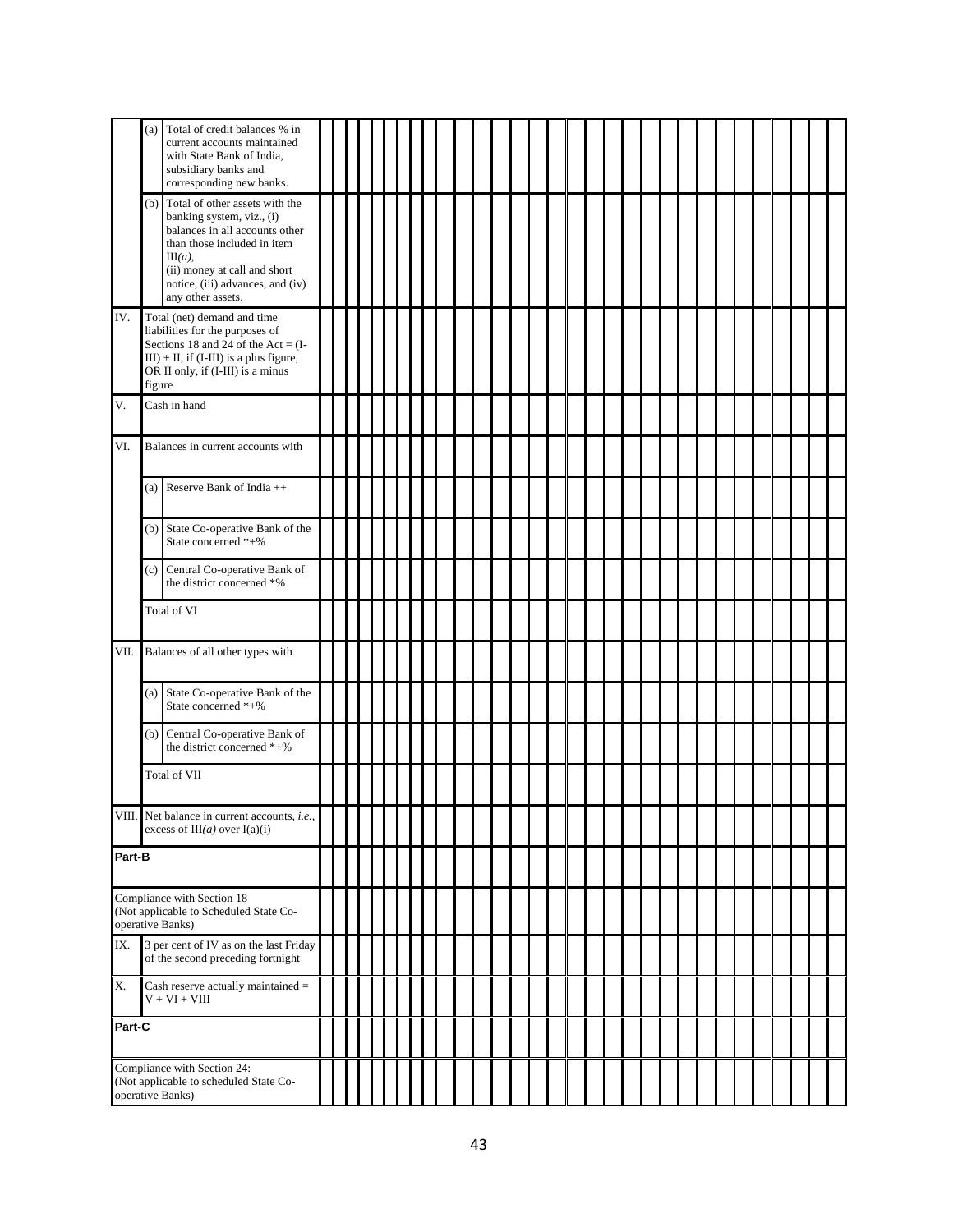| | | | | | | | | | | | | | | | | | | | | | | | | | | | | | | | | |
|---|---|---|---|---|---|---|---|---|---|---|---|---|---|---|---|---|---|---|---|---|---|---|---|---|---|---|---|---|---|---|---|---|
| | (a) | Total of credit balances % in current accounts maintained with State Bank of India, subsidiary banks and corresponding new banks. | | | | | | | | | | | | | | | | | | | | | | | | | | | | | | |
| | (b) | Total of other assets with the banking system, viz., (i) balances in all accounts other than those included in item III*(a)*, (ii) money at call and short notice, (iii) advances, and (iv) any other assets. | | | | | | | | | | | | | | | | | | | | | | | | | | | | | | |
| IV. | Total (net) demand and time liabilities for the purposes of Sections 18 and 24 of the Act = (I-III) + II, if (I-III) is a plus figure, OR II only, if (I-III) is a minus figure | | | | | | | | | | | | | | | | | | | | | | | | | | | | | | | |
| V. | Cash in hand | | | | | | | | | | | | | | | | | | | | | | | | | | | | | | | |
| VI. | Balances in current accounts with | | | | | | | | | | | | | | | | | | | | | | | | | | | | | | | |
| | (a) | Reserve Bank of India ++ | | | | | | | | | | | | | | | | | | | | | | | | | | | | | | |
| | (b) | State Co-operative Bank of the State concerned *+% | | | | | | | | | | | | | | | | | | | | | | | | | | | | | | |
| | (c) | Central Co-operative Bank of the district concerned *% | | | | | | | | | | | | | | | | | | | | | | | | | | | | | | |
| | Total of VI | | | | | | | | | | | | | | | | | | | | | | | | | | | | | | | |
| VII. | Balances of all other types with | | | | | | | | | | | | | | | | | | | | | | | | | | | | | | | |
| | (a) | State Co-operative Bank of the State concerned *+% | | | | | | | | | | | | | | | | | | | | | | | | | | | | | | |
| | (b) | Central Co-operative Bank of the district concerned *+% | | | | | | | | | | | | | | | | | | | | | | | | | | | | | | |
| | Total of VII | | | | | | | | | | | | | | | | | | | | | | | | | | | | | | | |
| VIII. | Net balance in current accounts, *i.e.*, excess of III*(a)* over I(a)(i) | | | | | | | | | | | | | | | | | | | | | | | | | | | | | | | |
| **Part-B** | | | | | | | | | | | | | | | | | | | | | | | | | | | | | | | | |
| Compliance with Section 18 (Not applicable to Scheduled State Co-operative Banks) | | | | | | | | | | | | | | | | | | | | | | | | | | | | | | | | |
| IX. | 3 per cent of IV as on the last Friday of the second preceding fortnight | | | | | | | | | | | | | | | | | | | | | | | | | | | | | | | |
| X. | Cash reserve actually maintained = V + VI + VIII | | | | | | | | | | | | | | | | | | | | | | | | | | | | | | | |
| **Part-C** | | | | | | | | | | | | | | | | | | | | | | | | | | | | | | | | |
| Compliance with Section 24: (Not applicable to scheduled State Co-operative Banks) | | | | | | | | | | | | | | | | | | | | | | | | | | | | | | | | |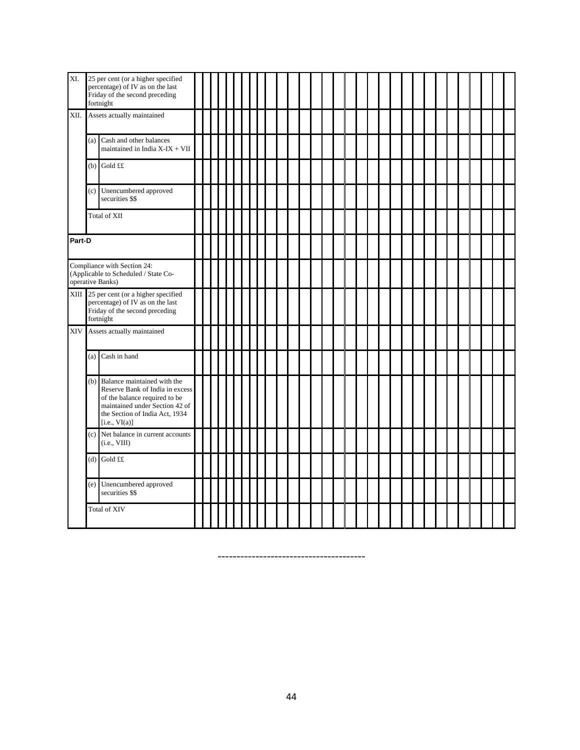| | | | | | | | | | | | | | | | | | | | | | | | | | | | | | | | | | |
|---|---|---|---|---|---|---|---|---|---|---|---|---|---|---|---|---|---|---|---|---|---|---|---|---|---|---|---|---|---|---|---|---|---|
| XI. | 25 per cent (or a higher specified percentage) of IV as on the last Friday of the second preceding fortnight | | | | | | | | | | | | | | | | | | | | | | | | | | | | | | | | |
| XII. | Assets actually maintained | | | | | | | | | | | | | | | | | | | | | | | | | | | | | | | | |
| | (a) | Cash and other balances maintained in India X-IX + VII | | | | | | | | | | | | | | | | | | | | | | | | | | | | | | | |
| | (b) | Gold ££ | | | | | | | | | | | | | | | | | | | | | | | | | | | | | | | |
| | (c) | Unencumbered approved securities $$ | | | | | | | | | | | | | | | | | | | | | | | | | | | | | | | |
| | Total of XII | | | | | | | | | | | | | | | | | | | | | | | | | | | | | | | | |
| **Part-D** | | | | | | | | | | | | | | | | | | | | | | | | | | | | | | | | | |
| Compliance with Section 24: (Applicable to Scheduled / State Co-operative Banks) | | | | | | | | | | | | | | | | | | | | | | | | | | | | | | | | | |
| XIII | 25 per cent (or a higher specified percentage) of IV as on the last Friday of the second preceding fortnight | | | | | | | | | | | | | | | | | | | | | | | | | | | | | | | | |
| XIV | Assets actually maintained | | | | | | | | | | | | | | | | | | | | | | | | | | | | | | | | |
| | (a) | Cash in hand | | | | | | | | | | | | | | | | | | | | | | | | | | | | | | | |
| | (b) | Balance maintained with the Reserve Bank of India in excess of the balance required to be maintained under Section 42 of the Section of India Act, 1934 [i.e., VI(a)] | | | | | | | | | | | | | | | | | | | | | | | | | | | | | | | |
| | (c) | Net balance in current accounts (i.e., VIII) | | | | | | | | | | | | | | | | | | | | | | | | | | | | | | | |
| | (d) | Gold ££ | | | | | | | | | | | | | | | | | | | | | | | | | | | | | | | |
| | (e) | Unencumbered approved securities $$ | | | | | | | | | | | | | | | | | | | | | | | | | | | | | | | |
| | Total of XIV | | | | | | | | | | | | | | | | | | | | | | | | | | | | | | | | |

--------------------------------------